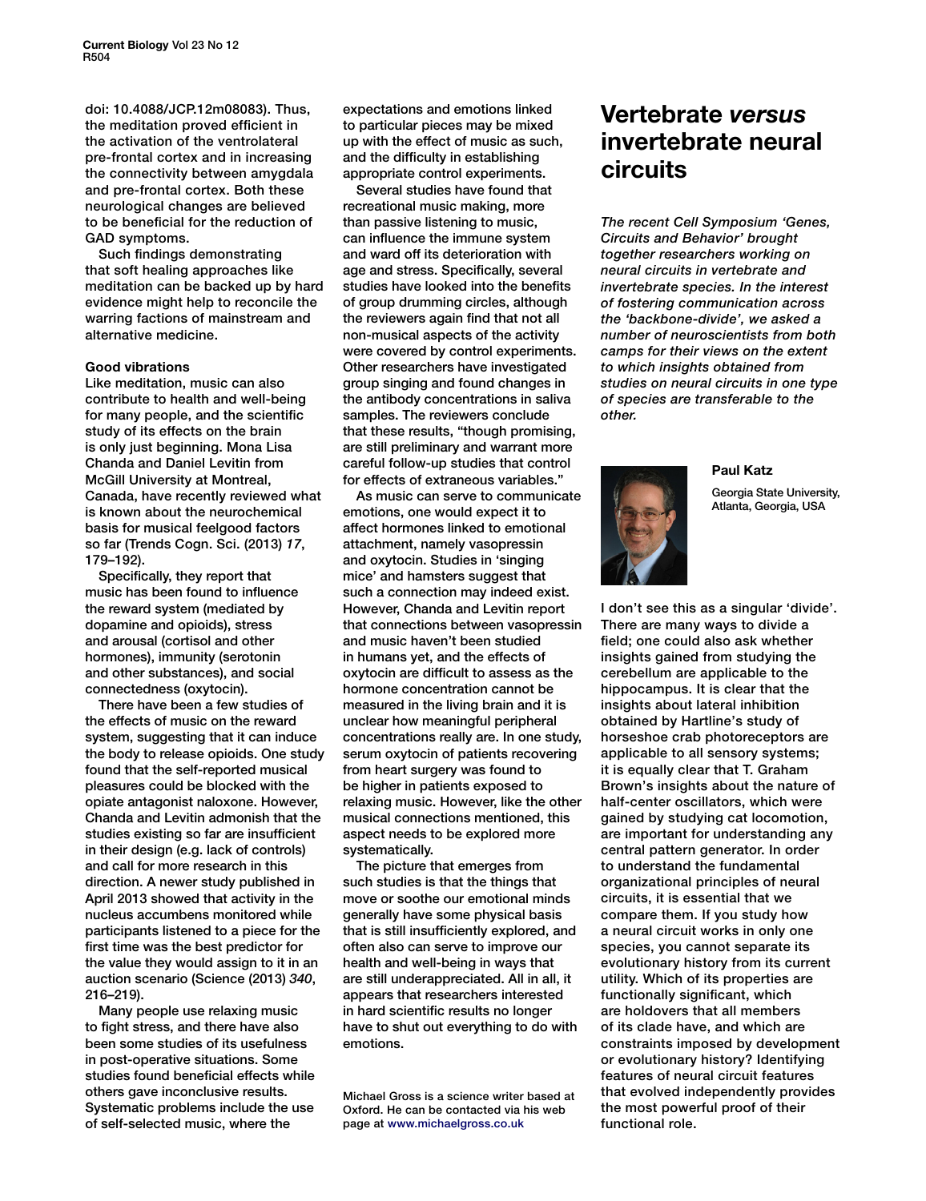doi: 10.4088/JCP.12m08083). Thus, the meditation proved efficient in the activation of the ventrolateral pre-frontal cortex and in increasing the connectivity between amygdala and pre-frontal cortex. Both these neurological changes are believed to be beneficial for the reduction of GAD symptoms.

Such findings demonstrating that soft healing approaches like meditation can be backed up by hard evidence might help to reconcile the warring factions of mainstream and alternative medicine.

**Good vibrations**

Like meditation, music can also contribute to health and well-being for many people, and the scientific study of its effects on the brain is only just beginning. Mona Lisa Chanda and Daniel Levitin from McGill University at Montreal, Canada, have recently reviewed what is known about the neurochemical basis for musical feelgood factors so far (Trends Cogn. Sci. (2013) *17*, 179–192).

Specifically, they report that music has been found to influence the reward system (mediated by dopamine and opioids), stress and arousal (cortisol and other hormones), immunity (serotonin and other substances), and social connectedness (oxytocin).

There have been a few studies of the effects of music on the reward system, suggesting that it can induce the body to release opioids. One study found that the self-reported musical pleasures could be blocked with the opiate antagonist naloxone. However, Chanda and Levitin admonish that the studies existing so far are insufficient in their design (e.g. lack of controls) and call for more research in this direction. A newer study published in April 2013 showed that activity in the nucleus accumbens monitored while participants listened to a piece for the first time was the best predictor for the value they would assign to it in an auction scenario (Science (2013) *340*, 216–219).

Many people use relaxing music to fight stress, and there have also been some studies of its usefulness in post-operative situations. Some studies found beneficial effects while others gave inconclusive results. Systematic problems include the use of self-selected music, where the expectations and emotions linked to particular pieces may be mixed up with the effect of music as such, and the difficulty in establishing appropriate control experiments.

Several studies have found that recreational music making, more than passive listening to music, can influence the immune system and ward off its deterioration with age and stress. Specifically, several studies have looked into the benefits of group drumming circles, although the reviewers again find that not all non-musical aspects of the activity were covered by control experiments. Other researchers have investigated group singing and found changes in the antibody concentrations in saliva samples. The reviewers conclude that these results, “though promising, are still preliminary and warrant more careful follow-up studies that control for effects of extraneous variables.”

As music can serve to communicate emotions, one would expect it to affect hormones linked to emotional attachment, namely vasopressin and oxytocin. Studies in ‘singing mice’ and hamsters suggest that such a connection may indeed exist. However, Chanda and Levitin report that connections between vasopressin and music haven’t been studied in humans yet, and the effects of oxytocin are difficult to assess as the hormone concentration cannot be measured in the living brain and it is unclear how meaningful peripheral concentrations really are. In one study, serum oxytocin of patients recovering from heart surgery was found to be higher in patients exposed to relaxing music. However, like the other musical connections mentioned, this aspect needs to be explored more systematically.

The picture that emerges from such studies is that the things that move or soothe our emotional minds generally have some physical basis that is still insufficiently explored, and often also can serve to improve our health and well-being in ways that are still underappreciated. All in all, it appears that researchers interested in hard scientific results no longer have to shut out everything to do with emotions.

Michael Gross is a science writer based at Oxford. He can be contacted via his web page at www.michaelgross.co.uk

# Vertebrate *versus* invertebrate neural circuits

*The recent Cell Symposium ‘Genes, Circuits and Behavior’ brought together researchers working on neural circuits in vertebrate and invertebrate species. In the interest of fostering communication across the ‘backbone-divide’, we asked a number of neuroscientists from both camps for their views on the extent to which insights obtained from studies on neural circuits in one type of species are transferable to the other.*

**Paul Katz**

Georgia State University, Atlanta, Georgia, USA

I don’t see this as a singular ‘divide’. There are many ways to divide a field; one could also ask whether insights gained from studying the cerebellum are applicable to the hippocampus. It is clear that the insights about lateral inhibition obtained by Hartline’s study of horseshoe crab photoreceptors are applicable to all sensory systems; it is equally clear that T. Graham Brown’s insights about the nature of half-center oscillators, which were gained by studying cat locomotion, are important for understanding any central pattern generator. In order to understand the fundamental organizational principles of neural circuits, it is essential that we compare them. If you study how a neural circuit works in only one species, you cannot separate its evolutionary history from its current utility. Which of its properties are functionally significant, which are holdovers that all members of its clade have, and which are constraints imposed by development or evolutionary history? Identifying features of neural circuit features that evolved independently provides the most powerful proof of their functional role.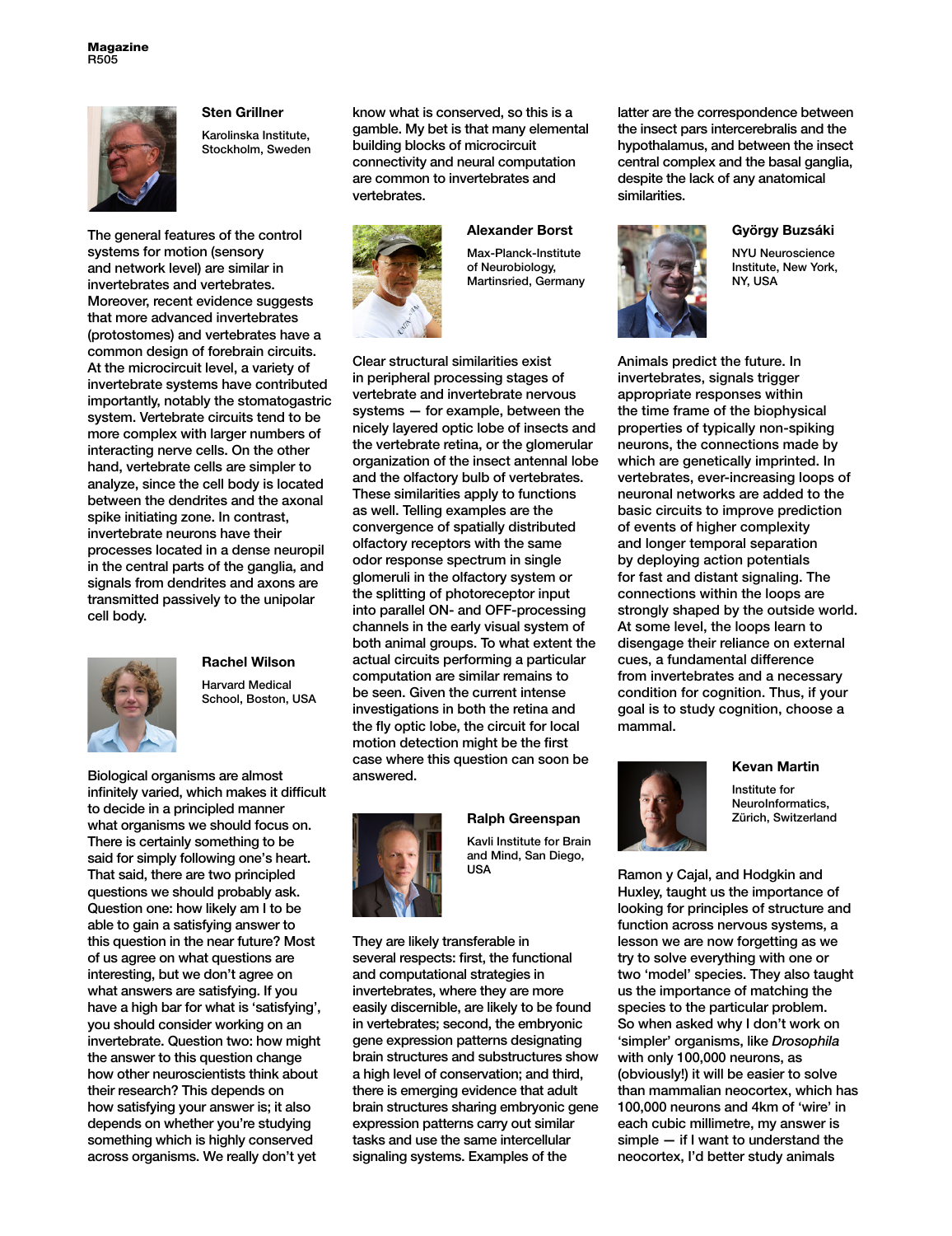### Sten Grillner

Karolinska Institute, Stockholm, Sweden

The general features of the control systems for motion (sensory and network level) are similar in invertebrates and vertebrates. Moreover, recent evidence suggests that more advanced invertebrates (protostomes) and vertebrates have a common design of forebrain circuits. At the microcircuit level, a variety of invertebrate systems have contributed importantly, notably the stomatogastric system. Vertebrate circuits tend to be more complex with larger numbers of interacting nerve cells. On the other hand, vertebrate cells are simpler to analyze, since the cell body is located between the dendrites and the axonal spike initiating zone. In contrast, invertebrate neurons have their processes located in a dense neuropil in the central parts of the ganglia, and signals from dendrites and axons are transmitted passively to the unipolar cell body.

### Rachel Wilson

Harvard Medical School, Boston, USA

Biological organisms are almost infinitely varied, which makes it difficult to decide in a principled manner what organisms we should focus on. There is certainly something to be said for simply following one's heart. That said, there are two principled questions we should probably ask. Question one: how likely am I to be able to gain a satisfying answer to this question in the near future? Most of us agree on what questions are interesting, but we don't agree on what answers are satisfying. If you have a high bar for what is 'satisfying', you should consider working on an invertebrate. Question two: how might the answer to this question change how other neuroscientists think about their research? This depends on how satisfying your answer is; it also depends on whether you're studying something which is highly conserved across organisms. We really don't yet know what is conserved, so this is a gamble. My bet is that many elemental building blocks of microcircuit connectivity and neural computation are common to invertebrates and vertebrates.

### Alexander Borst

Max-Planck-Institute of Neurobiology, Martinsried, Germany

Clear structural similarities exist in peripheral processing stages of vertebrate and invertebrate nervous systems — for example, between the nicely layered optic lobe of insects and the vertebrate retina, or the glomerular organization of the insect antennal lobe and the olfactory bulb of vertebrates. These similarities apply to functions as well. Telling examples are the convergence of spatially distributed olfactory receptors with the same odor response spectrum in single glomeruli in the olfactory system or the splitting of photoreceptor input into parallel ON- and OFF-processing channels in the early visual system of both animal groups. To what extent the actual circuits performing a particular computation are similar remains to be seen. Given the current intense investigations in both the retina and the fly optic lobe, the circuit for local motion detection might be the first case where this question can soon be answered.

### Ralph Greenspan

Kavli Institute for Brain and Mind, San Diego, USA

They are likely transferable in several respects: first, the functional and computational strategies in invertebrates, where they are more easily discernible, are likely to be found in vertebrates; second, the embryonic gene expression patterns designating brain structures and substructures show a high level of conservation; and third, there is emerging evidence that adult brain structures sharing embryonic gene expression patterns carry out similar tasks and use the same intercellular signaling systems. Examples of the latter are the correspondence between the insect pars intercerebralis and the hypothalamus, and between the insect central complex and the basal ganglia, despite the lack of any anatomical similarities.

### György Buzsáki

NYU Neuroscience Institute, New York, NY, USA

Animals predict the future. In invertebrates, signals trigger appropriate responses within the time frame of the biophysical properties of typically non-spiking neurons, the connections made by which are genetically imprinted. In vertebrates, ever-increasing loops of neuronal networks are added to the basic circuits to improve prediction of events of higher complexity and longer temporal separation by deploying action potentials for fast and distant signaling. The connections within the loops are strongly shaped by the outside world. At some level, the loops learn to disengage their reliance on external cues, a fundamental difference from invertebrates and a necessary condition for cognition. Thus, if your goal is to study cognition, choose a mammal.

### Kevan Martin

Institute for NeuroInformatics, Zürich, Switzerland

Ramon y Cajal, and Hodgkin and Huxley, taught us the importance of looking for principles of structure and function across nervous systems, a lesson we are now forgetting as we try to solve everything with one or two 'model' species. They also taught us the importance of matching the species to the particular problem. So when asked why I don't work on 'simpler' organisms, like *Drosophila* with only 100,000 neurons, as (obviously!) it will be easier to solve than mammalian neocortex, which has 100,000 neurons and 4km of 'wire' in each cubic millimetre, my answer is simple — if I want to understand the neocortex, I'd better study animals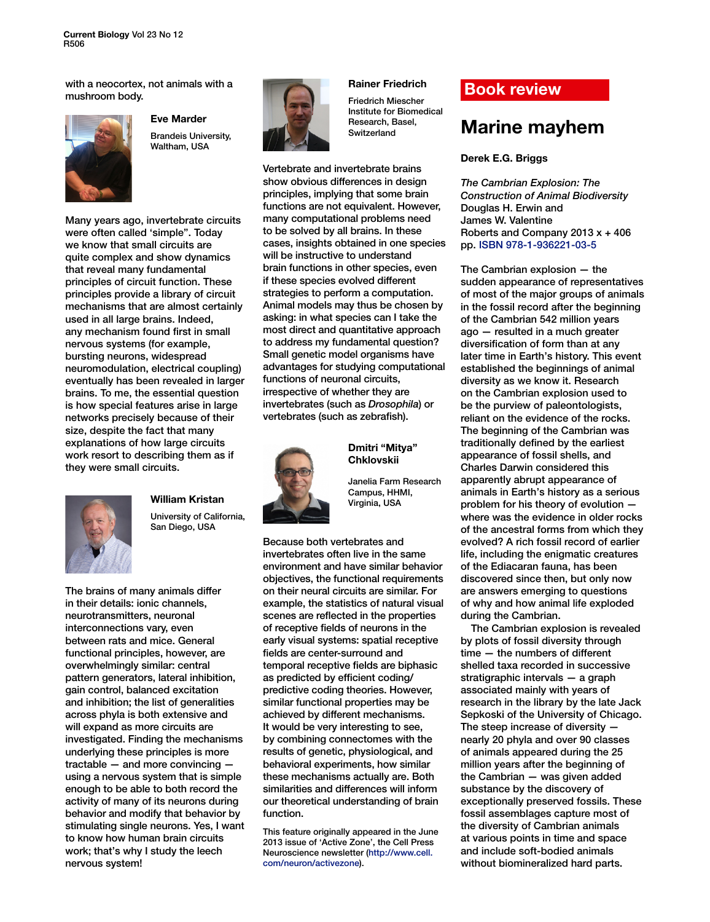with a neocortex, not animals with a mushroom body.

**Eve Marder**

Brandeis University, Waltham, USA

Many years ago, invertebrate circuits were often called ‘simple”. Today we know that small circuits are quite complex and show dynamics that reveal many fundamental principles of circuit function. These principles provide a library of circuit mechanisms that are almost certainly used in all large brains. Indeed, any mechanism found first in small nervous systems (for example, bursting neurons, widespread neuromodulation, electrical coupling) eventually has been revealed in larger brains. To me, the essential question is how special features arise in large networks precisely because of their size, despite the fact that many explanations of how large circuits work resort to describing them as if they were small circuits.

**William Kristan**

University of California, San Diego, USA

The brains of many animals differ in their details: ionic channels, neurotransmitters, neuronal interconnections vary, even between rats and mice. General functional principles, however, are overwhelmingly similar: central pattern generators, lateral inhibition, gain control, balanced excitation and inhibition; the list of generalities across phyla is both extensive and will expand as more circuits are investigated. Finding the mechanisms underlying these principles is more tractable — and more convincing — using a nervous system that is simple enough to be able to both record the activity of many of its neurons during behavior and modify that behavior by stimulating single neurons. Yes, I want to know how human brain circuits work; that’s why I study the leech nervous system!

**Rainer Friedrich**

Friedrich Miescher Institute for Biomedical Research, Basel, Switzerland

Vertebrate and invertebrate brains show obvious differences in design principles, implying that some brain functions are not equivalent. However, many computational problems need to be solved by all brains. In these cases, insights obtained in one species will be instructive to understand brain functions in other species, even if these species evolved different strategies to perform a computation. Animal models may thus be chosen by asking: in what species can I take the most direct and quantitative approach to address my fundamental question? Small genetic model organisms have advantages for studying computational functions of neuronal circuits, irrespective of whether they are invertebrates (such as *Drosophila*) or vertebrates (such as zebrafish).

**Dmitri “Mitya” Chklovskii**

Janelia Farm Research Campus, HHMI, Virginia, USA

Because both vertebrates and invertebrates often live in the same environment and have similar behavior objectives, the functional requirements on their neural circuits are similar. For example, the statistics of natural visual scenes are reflected in the properties of receptive fields of neurons in the early visual systems: spatial receptive fields are center-surround and temporal receptive fields are biphasic as predicted by efficient coding/predictive coding theories. However, similar functional properties may be achieved by different mechanisms. It would be very interesting to see, by combining connectomes with the results of genetic, physiological, and behavioral experiments, how similar these mechanisms actually are. Both similarities and differences will inform our theoretical understanding of brain function.

This feature originally appeared in the June 2013 issue of ‘Active Zone’, the Cell Press Neuroscience newsletter (http://www.cell.com/neuron/activezone).

**Book review**

# Marine mayhem

**Derek E.G. Briggs**

*The Cambrian Explosion: The Construction of Animal Biodiversity*
Douglas H. Erwin and James W. Valentine
Roberts and Company 2013 x + 406 pp. ISBN 978-1-936221-03-5

The Cambrian explosion — the sudden appearance of representatives of most of the major groups of animals in the fossil record after the beginning of the Cambrian 542 million years ago — resulted in a much greater diversification of form than at any later time in Earth’s history. This event established the beginnings of animal diversity as we know it. Research on the Cambrian explosion used to be the purview of paleontologists, reliant on the evidence of the rocks. The beginning of the Cambrian was traditionally defined by the earliest appearance of fossil shells, and Charles Darwin considered this apparently abrupt appearance of animals in Earth’s history as a serious problem for his theory of evolution — where was the evidence in older rocks of the ancestral forms from which they evolved? A rich fossil record of earlier life, including the enigmatic creatures of the Ediacaran fauna, has been discovered since then, but only now are answers emerging to questions of why and how animal life exploded during the Cambrian.

The Cambrian explosion is revealed by plots of fossil diversity through time — the numbers of different shelled taxa recorded in successive stratigraphic intervals — a graph associated mainly with years of research in the library by the late Jack Sepkoski of the University of Chicago. The steep increase of diversity — nearly 20 phyla and over 90 classes of animals appeared during the 25 million years after the beginning of the Cambrian — was given added substance by the discovery of exceptionally preserved fossils. These fossil assemblages capture most of the diversity of Cambrian animals at various points in time and space and include soft-bodied animals without biomineralized hard parts.